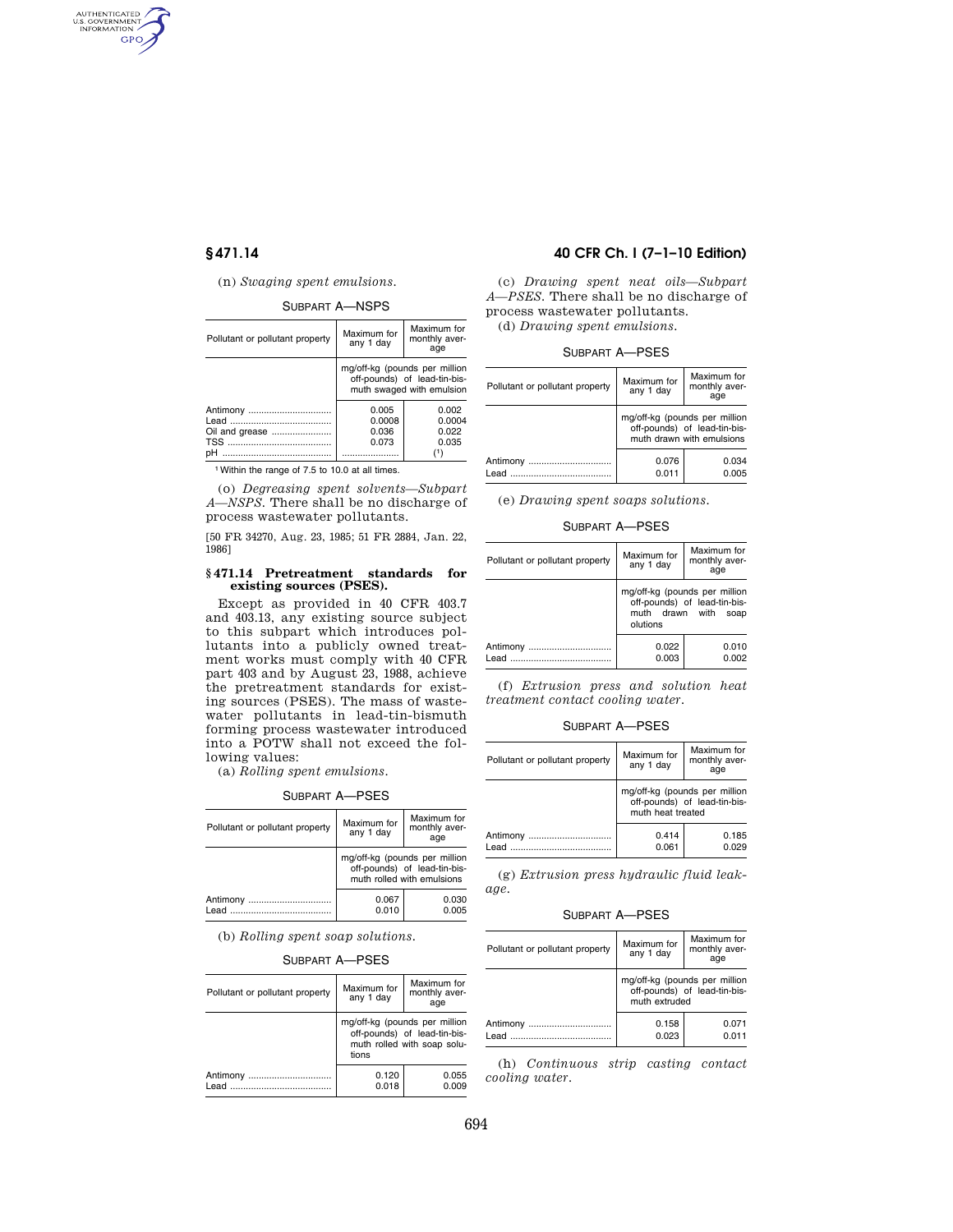(n) *Swaging spent emulsions.*

SUBPART A—NSPS

| Pollutant or pollutant property | Maximum for any 1 day | Maximum for monthly average |
|---|---|---|
| | mg/off-kg (pounds per million off-pounds) of lead-tin-bismuth swaged with emulsion | |
| Antimony | 0.005 | 0.002 |
| Lead | 0.0008 | 0.0004 |
| Oil and grease | 0.036 | 0.022 |
| TSS | 0.073 | 0.035 |
| pH | | (1) |

[1] Within the range of 7.5 to 10.0 at all times.

(o) *Degreasing spent solvents—Subpart A—NSPS.* There shall be no discharge of process wastewater pollutants.

[50 FR 34270, Aug. 23, 1985; 51 FR 2884, Jan. 22, 1986]

### § 471.14 Pretreatment standards for existing sources (PSES).

Except as provided in 40 CFR 403.7 and 403.13, any existing source subject to this subpart which introduces pollutants into a publicly owned treatment works must comply with 40 CFR part 403 and by August 23, 1988, achieve the pretreatment standards for existing sources (PSES). The mass of wastewater pollutants in lead-tin-bismuth forming process wastewater introduced into a POTW shall not exceed the following values:

(a) *Rolling spent emulsions.*

SUBPART A—PSES

| Pollutant or pollutant property | Maximum for any 1 day | Maximum for monthly average |
|---|---|---|
| | mg/off-kg (pounds per million off-pounds) of lead-tin-bismuth rolled with emulsions | |
| Antimony | 0.067 | 0.030 |
| Lead | 0.010 | 0.005 |

(b) *Rolling spent soap solutions.*

SUBPART A—PSES

| Pollutant or pollutant property | Maximum for any 1 day | Maximum for monthly average |
|---|---|---|
| | mg/off-kg (pounds per million off-pounds) of lead-tin-bismuth rolled with soap solutions | |
| Antimony | 0.120 | 0.055 |
| Lead | 0.018 | 0.009 |

(c) *Drawing spent neat oils—Subpart A—PSES.* There shall be no discharge of process wastewater pollutants.

(d) *Drawing spent emulsions.*

SUBPART A—PSES

| Pollutant or pollutant property | Maximum for any 1 day | Maximum for monthly average |
|---|---|---|
| | mg/off-kg (pounds per million off-pounds) of lead-tin-bismuth drawn with emulsions | |
| Antimony | 0.076 | 0.034 |
| Lead | 0.011 | 0.005 |

(e) *Drawing spent soaps solutions.*

SUBPART A—PSES

| Pollutant or pollutant property | Maximum for any 1 day | Maximum for monthly average |
|---|---|---|
| | mg/off-kg (pounds per million off-pounds) of lead-tin-bismuth drawn with soap olutions | |
| Antimony | 0.022 | 0.010 |
| Lead | 0.003 | 0.002 |

(f) *Extrusion press and solution heat treatment contact cooling water.*

SUBPART A—PSES

| Pollutant or pollutant property | Maximum for any 1 day | Maximum for monthly average |
|---|---|---|
| | mg/off-kg (pounds per million off-pounds) of lead-tin-bismuth heat treated | |
| Antimony | 0.414 | 0.185 |
| Lead | 0.061 | 0.029 |

(g) *Extrusion press hydraulic fluid leakage.*

SUBPART A—PSES

| Pollutant or pollutant property | Maximum for any 1 day | Maximum for monthly average |
|---|---|---|
| | mg/off-kg (pounds per million off-pounds) of lead-tin-bismuth extruded | |
| Antimony | 0.158 | 0.071 |
| Lead | 0.023 | 0.011 |

(h) *Continuous strip casting contact cooling water.*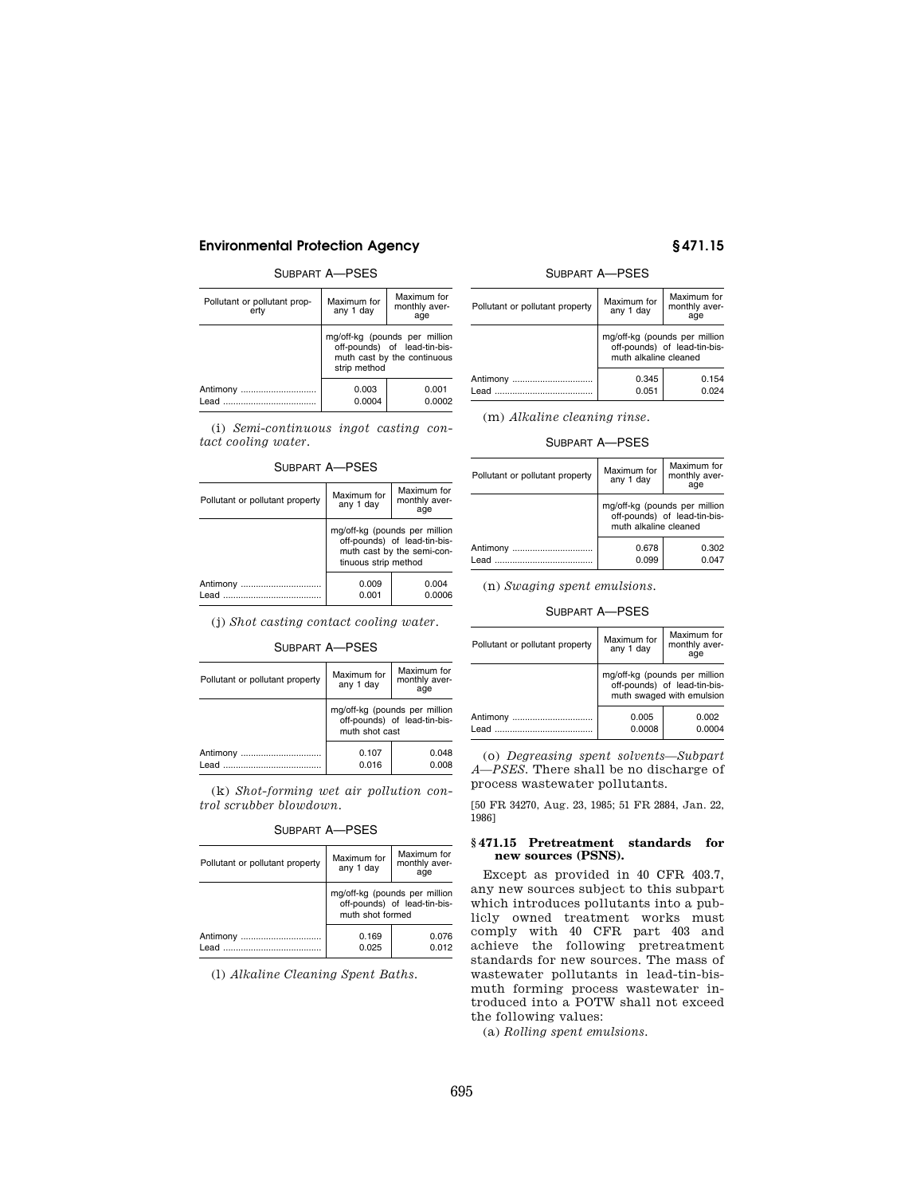SUBPART A—PSES

| Pollutant or pollutant property | Maximum for any 1 day | Maximum for monthly average |
|---|---|---|
| | mg/off-kg (pounds per million off-pounds) of lead-tin-bismuth cast by the continuous strip method | |
| Antimony | 0.003 | 0.001 |
| Lead | 0.0004 | 0.0002 |

(i) *Semi-continuous ingot casting contact cooling water*.

SUBPART A—PSES

| Pollutant or pollutant property | Maximum for any 1 day | Maximum for monthly average |
|---|---|---|
| | mg/off-kg (pounds per million off-pounds) of lead-tin-bismuth cast by the semi-continuous strip method | |
| Antimony | 0.009 | 0.004 |
| Lead | 0.001 | 0.0006 |

(j) *Shot casting contact cooling water*.

SUBPART A—PSES

| Pollutant or pollutant property | Maximum for any 1 day | Maximum for monthly average |
|---|---|---|
| | mg/off-kg (pounds per million off-pounds) of lead-tin-bismuth shot cast | |
| Antimony | 0.107 | 0.048 |
| Lead | 0.016 | 0.008 |

(k) *Shot-forming wet air pollution control scrubber blowdown*.

SUBPART A—PSES

| Pollutant or pollutant property | Maximum for any 1 day | Maximum for monthly average |
|---|---|---|
| | mg/off-kg (pounds per million off-pounds) of lead-tin-bismuth shot formed | |
| Antimony | 0.169 | 0.076 |
| Lead | 0.025 | 0.012 |

(l) *Alkaline Cleaning Spent Baths*.

SUBPART A—PSES

| Pollutant or pollutant property | Maximum for any 1 day | Maximum for monthly average |
|---|---|---|
| | mg/off-kg (pounds per million off-pounds) of lead-tin-bismuth alkaline cleaned | |
| Antimony | 0.345 | 0.154 |
| Lead | 0.051 | 0.024 |

(m) *Alkaline cleaning rinse*.

SUBPART A—PSES

| Pollutant or pollutant property | Maximum for any 1 day | Maximum for monthly average |
|---|---|---|
| | mg/off-kg (pounds per million off-pounds) of lead-tin-bismuth alkaline cleaned | |
| Antimony | 0.678 | 0.302 |
| Lead | 0.099 | 0.047 |

(n) *Swaging spent emulsions*.

SUBPART A—PSES

| Pollutant or pollutant property | Maximum for any 1 day | Maximum for monthly average |
|---|---|---|
| | mg/off-kg (pounds per million off-pounds) of lead-tin-bismuth swaged with emulsion | |
| Antimony | 0.005 | 0.002 |
| Lead | 0.0008 | 0.0004 |

(o) *Degreasing spent solvents—Subpart A—PSES*. There shall be no discharge of process wastewater pollutants.

[50 FR 34270, Aug. 23, 1985; 51 FR 2884, Jan. 22, 1986]

### § 471.15 Pretreatment standards for new sources (PSNS).

Except as provided in 40 CFR 403.7, any new sources subject to this subpart which introduces pollutants into a publicly owned treatment works must comply with 40 CFR part 403 and achieve the following pretreatment standards for new sources. The mass of wastewater pollutants in lead-tin-bismuth forming process wastewater introduced into a POTW shall not exceed the following values:

(a) *Rolling spent emulsions*.